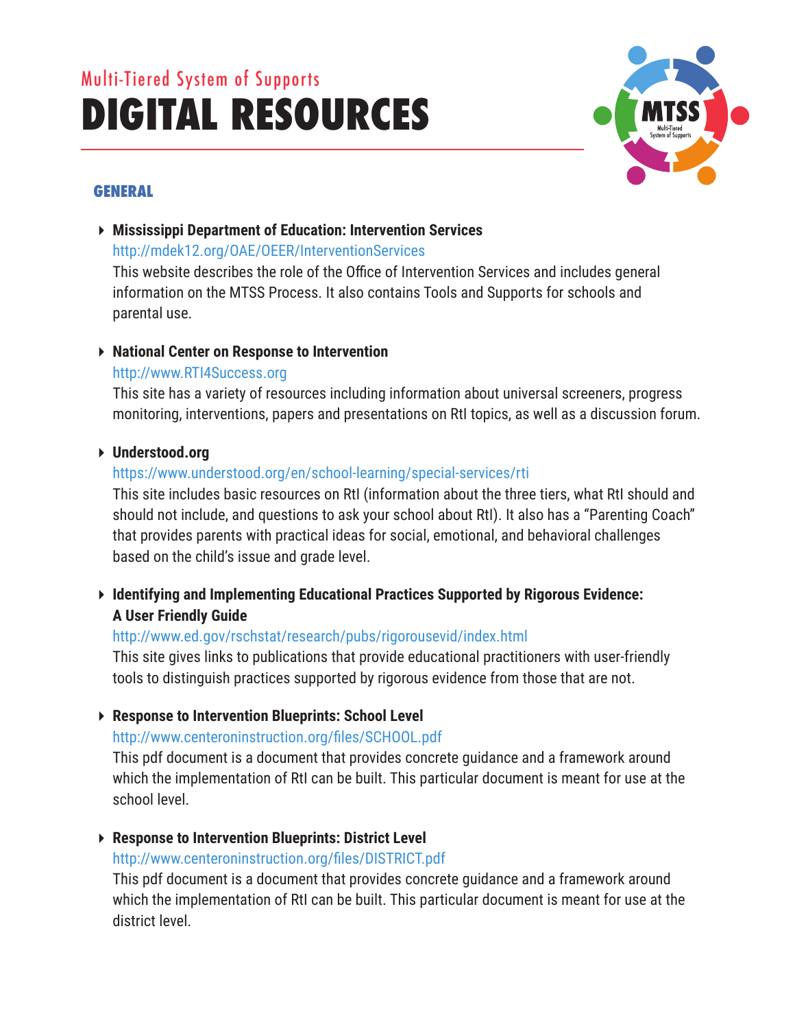Multi-Tiered System of Supports

# DIGITAL RESOURCES

## GENERAL

- **Mississippi Department of Education: Intervention Services**
  http://mdek12.org/OAE/OEER/InterventionServices
  This website describes the role of the Office of Intervention Services and includes general information on the MTSS Process. It also contains Tools and Supports for schools and parental use.

- **National Center on Response to Intervention**
  http://www.RTI4Success.org
  This site has a variety of resources including information about universal screeners, progress monitoring, interventions, papers and presentations on RtI topics, as well as a discussion forum.

- **Understood.org**
  https://www.understood.org/en/school-learning/special-services/rti
  This site includes basic resources on RtI (information about the three tiers, what RtI should and should not include, and questions to ask your school about RtI). It also has a "Parenting Coach" that provides parents with practical ideas for social, emotional, and behavioral challenges based on the child's issue and grade level.

- **Identifying and Implementing Educational Practices Supported by Rigorous Evidence: A User Friendly Guide**
  http://www.ed.gov/rschstat/research/pubs/rigorousevid/index.html
  This site gives links to publications that provide educational practitioners with user-friendly tools to distinguish practices supported by rigorous evidence from those that are not.

- **Response to Intervention Blueprints: School Level**
  http://www.centeroninstruction.org/files/SCHOOL.pdf
  This pdf document is a document that provides concrete guidance and a framework around which the implementation of RtI can be built. This particular document is meant for use at the school level.

- **Response to Intervention Blueprints: District Level**
  http://www.centeroninstruction.org/files/DISTRICT.pdf
  This pdf document is a document that provides concrete guidance and a framework around which the implementation of RtI can be built. This particular document is meant for use at the district level.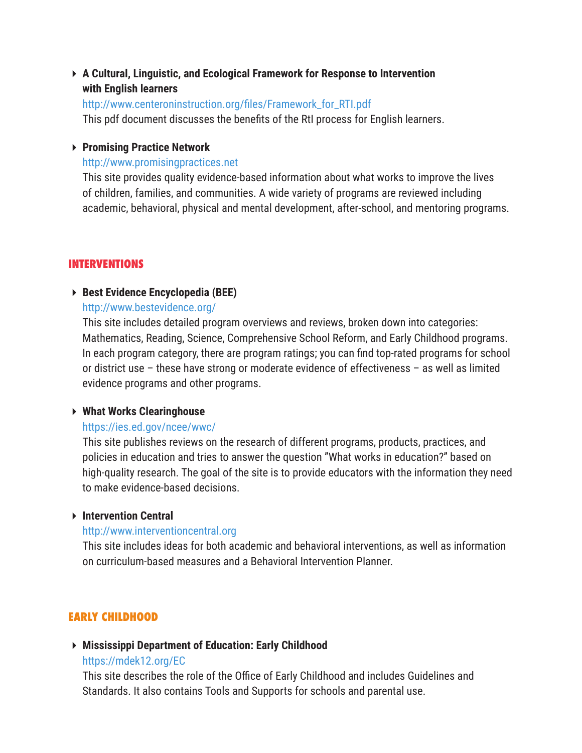- **A Cultural, Linguistic, and Ecological Framework for Response to Intervention with English learners**
  http://www.centeroninstruction.org/files/Framework_for_RTI.pdf
  This pdf document discusses the benefits of the RtI process for English learners.

- **Promising Practice Network**
  http://www.promisingpractices.net
  This site provides quality evidence-based information about what works to improve the lives of children, families, and communities. A wide variety of programs are reviewed including academic, behavioral, physical and mental development, after-school, and mentoring programs.

## INTERVENTIONS

- **Best Evidence Encyclopedia (BEE)**
  http://www.bestevidence.org/
  This site includes detailed program overviews and reviews, broken down into categories: Mathematics, Reading, Science, Comprehensive School Reform, and Early Childhood programs. In each program category, there are program ratings; you can find top-rated programs for school or district use – these have strong or moderate evidence of effectiveness – as well as limited evidence programs and other programs.

- **What Works Clearinghouse**
  https://ies.ed.gov/ncee/wwc/
  This site publishes reviews on the research of different programs, products, practices, and policies in education and tries to answer the question "What works in education?" based on high-quality research. The goal of the site is to provide educators with the information they need to make evidence-based decisions.

- **Intervention Central**
  http://www.interventioncentral.org
  This site includes ideas for both academic and behavioral interventions, as well as information on curriculum-based measures and a Behavioral Intervention Planner.

## EARLY CHILDHOOD

- **Mississippi Department of Education: Early Childhood**
  https://mdek12.org/EC
  This site describes the role of the Office of Early Childhood and includes Guidelines and Standards. It also contains Tools and Supports for schools and parental use.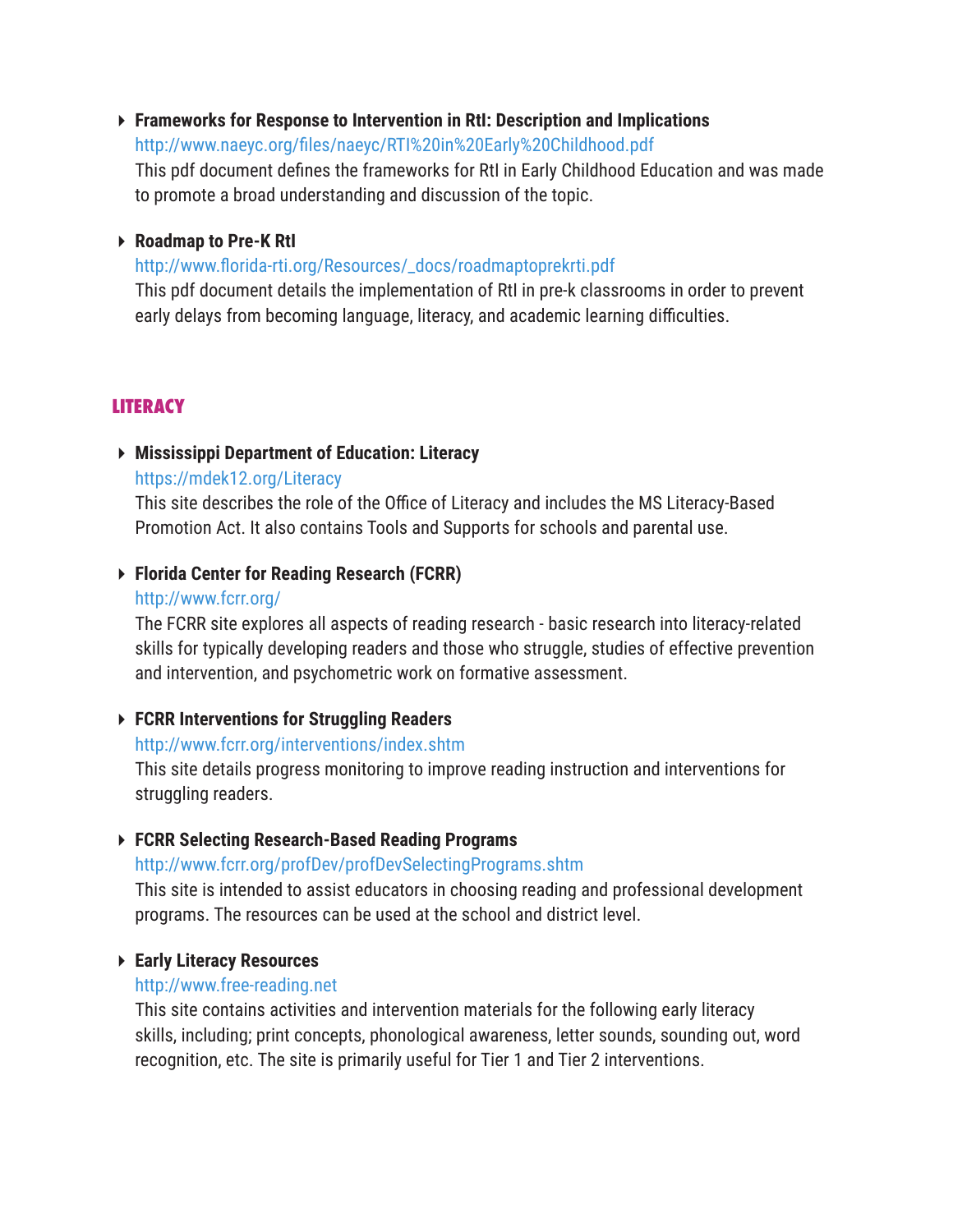- **Frameworks for Response to Intervention in RtI: Description and Implications**
  http://www.naeyc.org/files/naeyc/RTI%20in%20Early%20Childhood.pdf
  This pdf document defines the frameworks for RtI in Early Childhood Education and was made to promote a broad understanding and discussion of the topic.

- **Roadmap to Pre-K RtI**
  http://www.florida-rti.org/Resources/_docs/roadmaptoprekrti.pdf
  This pdf document details the implementation of RtI in pre-k classrooms in order to prevent early delays from becoming language, literacy, and academic learning difficulties.

## LITERACY

- **Mississippi Department of Education: Literacy**
  https://mdek12.org/Literacy
  This site describes the role of the Office of Literacy and includes the MS Literacy-Based Promotion Act. It also contains Tools and Supports for schools and parental use.

- **Florida Center for Reading Research (FCRR)**
  http://www.fcrr.org/
  The FCRR site explores all aspects of reading research - basic research into literacy-related skills for typically developing readers and those who struggle, studies of effective prevention and intervention, and psychometric work on formative assessment.

- **FCRR Interventions for Struggling Readers**
  http://www.fcrr.org/interventions/index.shtm
  This site details progress monitoring to improve reading instruction and interventions for struggling readers.

- **FCRR Selecting Research-Based Reading Programs**
  http://www.fcrr.org/profDev/profDevSelectingPrograms.shtm
  This site is intended to assist educators in choosing reading and professional development programs. The resources can be used at the school and district level.

- **Early Literacy Resources**
  http://www.free-reading.net
  This site contains activities and intervention materials for the following early literacy skills, including; print concepts, phonological awareness, letter sounds, sounding out, word recognition, etc. The site is primarily useful for Tier 1 and Tier 2 interventions.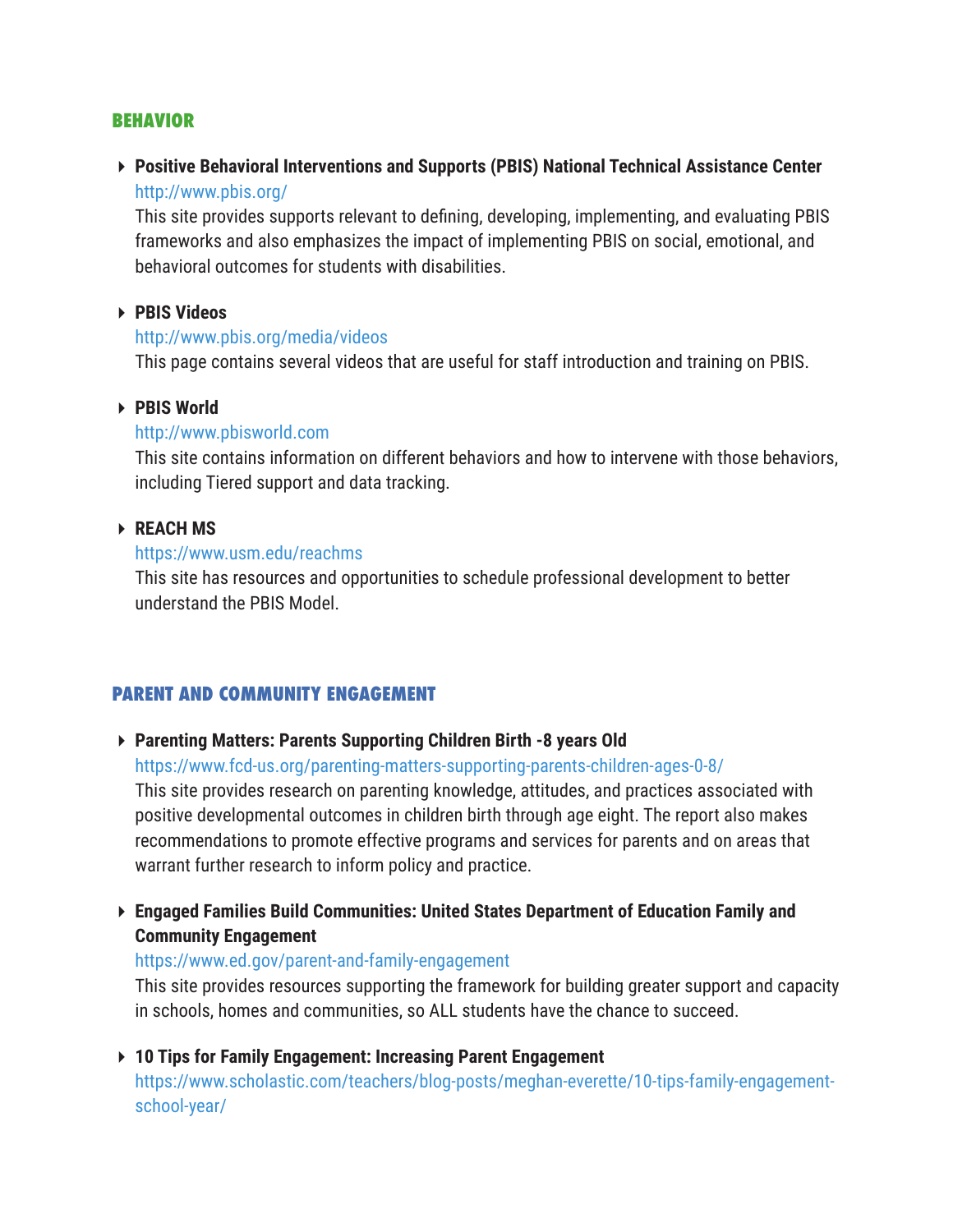## BEHAVIOR

- **Positive Behavioral Interventions and Supports (PBIS) National Technical Assistance Center**
  http://www.pbis.org/
  This site provides supports relevant to defining, developing, implementing, and evaluating PBIS frameworks and also emphasizes the impact of implementing PBIS on social, emotional, and behavioral outcomes for students with disabilities.

- **PBIS Videos**
  http://www.pbis.org/media/videos
  This page contains several videos that are useful for staff introduction and training on PBIS.

- **PBIS World**
  http://www.pbisworld.com
  This site contains information on different behaviors and how to intervene with those behaviors, including Tiered support and data tracking.

- **REACH MS**
  https://www.usm.edu/reachms
  This site has resources and opportunities to schedule professional development to better understand the PBIS Model.

## PARENT AND COMMUNITY ENGAGEMENT

- **Parenting Matters: Parents Supporting Children Birth -8 years Old**
  https://www.fcd-us.org/parenting-matters-supporting-parents-children-ages-0-8/
  This site provides research on parenting knowledge, attitudes, and practices associated with positive developmental outcomes in children birth through age eight. The report also makes recommendations to promote effective programs and services for parents and on areas that warrant further research to inform policy and practice.

- **Engaged Families Build Communities: United States Department of Education Family and Community Engagement**
  https://www.ed.gov/parent-and-family-engagement
  This site provides resources supporting the framework for building greater support and capacity in schools, homes and communities, so ALL students have the chance to succeed.

- **10 Tips for Family Engagement: Increasing Parent Engagement**
  https://www.scholastic.com/teachers/blog-posts/meghan-everette/10-tips-family-engagement-school-year/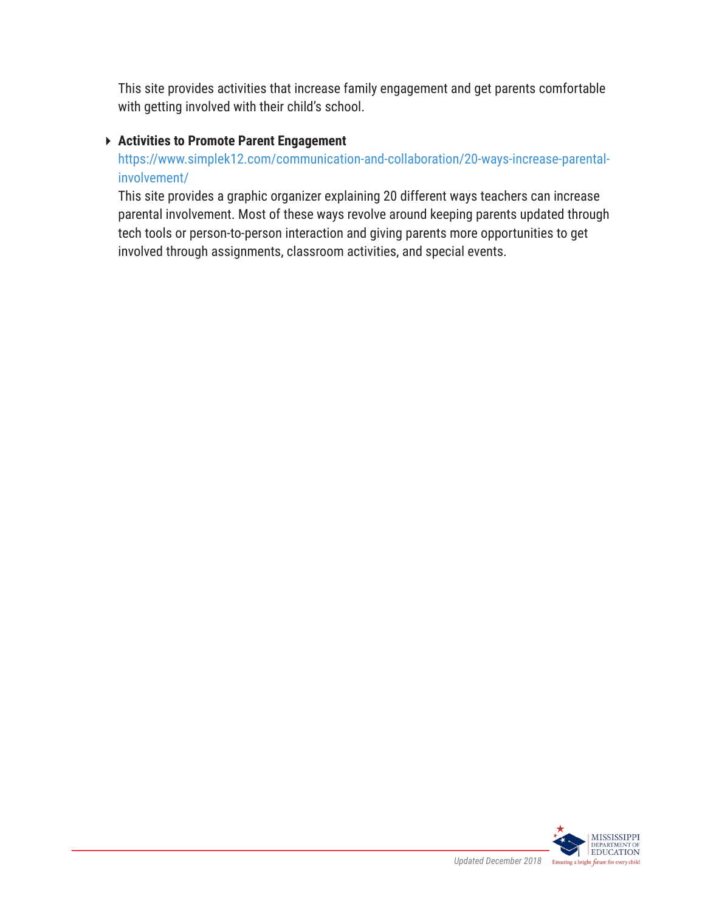This site provides activities that increase family engagement and get parents comfortable with getting involved with their child's school.

- **Activities to Promote Parent Engagement**
  https://www.simplek12.com/communication-and-collaboration/20-ways-increase-parental-involvement/
  This site provides a graphic organizer explaining 20 different ways teachers can increase parental involvement. Most of these ways revolve around keeping parents updated through tech tools or person-to-person interaction and giving parents more opportunities to get involved through assignments, classroom activities, and special events.